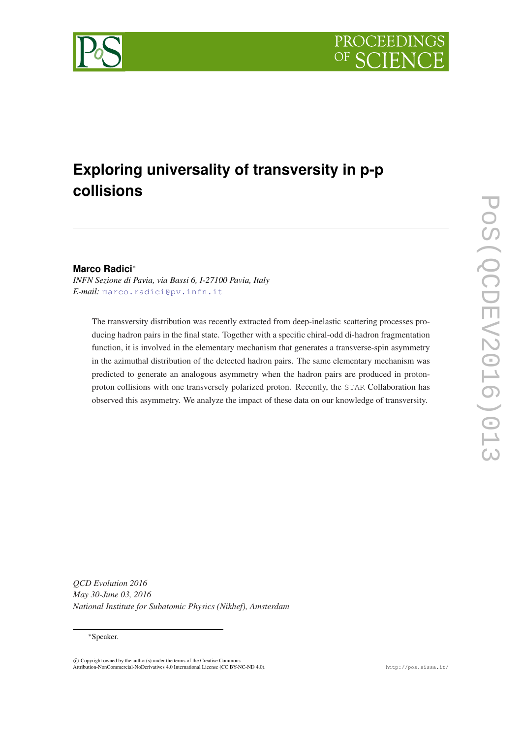# Exploring universality of transversity in p-p collisions

**Marco Radici***

*INFN Sezione di Pavia, via Bassi 6, I-27100 Pavia, Italy*
*E-mail:* marco.radici@pv.infn.it

The transversity distribution was recently extracted from deep-inelastic scattering processes producing hadron pairs in the final state. Together with a specific chiral-odd di-hadron fragmentation function, it is involved in the elementary mechanism that generates a transverse-spin asymmetry in the azimuthal distribution of the detected hadron pairs. The same elementary mechanism was predicted to generate an analogous asymmetry when the hadron pairs are produced in proton-proton collisions with one transversely polarized proton. Recently, the STAR Collaboration has observed this asymmetry. We analyze the impact of these data on our knowledge of transversity.

*QCD Evolution 2016*
*May 30-June 03, 2016*
*National Institute for Subatomic Physics (Nikhef), Amsterdam*

*Speaker.

© Copyright owned by the author(s) under the terms of the Creative Commons Attribution-NonCommercial-NoDerivatives 4.0 International License (CC BY-NC-ND 4.0).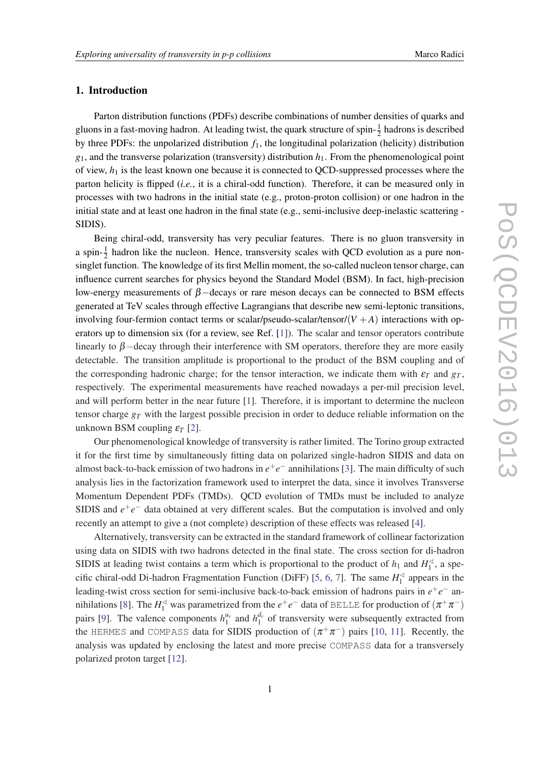## 1. Introduction

Parton distribution functions (PDFs) describe combinations of number densities of quarks and gluons in a fast-moving hadron. At leading twist, the quark structure of spin-$\frac{1}{2}$ hadrons is described by three PDFs: the unpolarized distribution $f_1$, the longitudinal polarization (helicity) distribution $g_1$, and the transverse polarization (transversity) distribution $h_1$. From the phenomenological point of view, $h_1$ is the least known one because it is connected to QCD-suppressed processes where the parton helicity is flipped (*i.e.*, it is a chiral-odd function). Therefore, it can be measured only in processes with two hadrons in the initial state (e.g., proton-proton collision) or one hadron in the initial state and at least one hadron in the final state (e.g., semi-inclusive deep-inelastic scattering - SIDIS).

Being chiral-odd, transversity has very peculiar features. There is no gluon transversity in a spin-$\frac{1}{2}$ hadron like the nucleon. Hence, transversity scales with QCD evolution as a pure non-singlet function. The knowledge of its first Mellin moment, the so-called nucleon tensor charge, can influence current searches for physics beyond the Standard Model (BSM). In fact, high-precision low-energy measurements of $\beta-$decays or rare meson decays can be connected to BSM effects generated at TeV scales through effective Lagrangians that describe new semi-leptonic transitions, involving four-fermion contact terms or scalar/pseudo-scalar/tensor/$(V+A)$ interactions with operators up to dimension six (for a review, see Ref. [1]). The scalar and tensor operators contribute linearly to $\beta-$decay through their interference with SM operators, therefore they are more easily detectable. The transition amplitude is proportional to the product of the BSM coupling and of the corresponding hadronic charge; for the tensor interaction, we indicate them with $\varepsilon_T$ and $g_T$, respectively. The experimental measurements have reached nowadays a per-mil precision level, and will perform better in the near future [1]. Therefore, it is important to determine the nucleon tensor charge $g_T$ with the largest possible precision in order to deduce reliable information on the unknown BSM coupling $\varepsilon_T$ [2].

Our phenomenological knowledge of transversity is rather limited. The Torino group extracted it for the first time by simultaneously fitting data on polarized single-hadron SIDIS and data on almost back-to-back emission of two hadrons in $e^+e^-$ annihilations [3]. The main difficulty of such analysis lies in the factorization framework used to interpret the data, since it involves Transverse Momentum Dependent PDFs (TMDs). QCD evolution of TMDs must be included to analyze SIDIS and $e^+e^-$ data obtained at very different scales. But the computation is involved and only recently an attempt to give a (not complete) description of these effects was released [4].

Alternatively, transversity can be extracted in the standard framework of collinear factorization using data on SIDIS with two hadrons detected in the final state. The cross section for di-hadron SIDIS at leading twist contains a term which is proportional to the product of $h_1$ and $H_1^{\sphericalangle}$, a specific chiral-odd Di-hadron Fragmentation Function (DiFF) [5, 6, 7]. The same $H_1^{\sphericalangle}$ appears in the leading-twist cross section for semi-inclusive back-to-back emission of hadrons pairs in $e^+e^-$ annihilations [8]. The $H_1^{\sphericalangle}$ was parametrized from the $e^+e^-$ data of BELLE for production of $(\pi^+\pi^-)$ pairs [9]. The valence components $h_1^{u_v}$ and $h_1^{d_v}$ of transversity were subsequently extracted from the HERMES and COMPASS data for SIDIS production of $(\pi^+\pi^-)$ pairs [10, 11]. Recently, the analysis was updated by enclosing the latest and more precise COMPASS data for a transversely polarized proton target [12].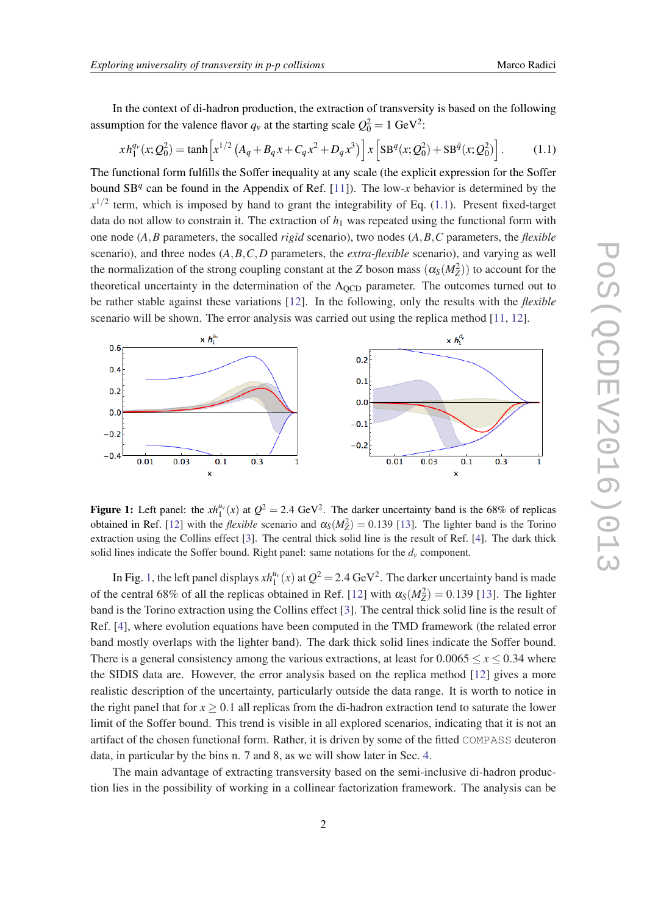In the context of di-hadron production, the extraction of transversity is based on the following assumption for the valence flavor $q_v$ at the starting scale $Q_0^2 = 1$ GeV$^2$:

$$x h_1^{q_v}(x; Q_0^2) = \tanh\left[x^{1/2}\left(A_q + B_q x + C_q x^2 + D_q x^3\right)\right] x \left[\mathrm{SB}^q(x; Q_0^2) + \mathrm{SB}^{\bar{q}}(x; Q_0^2)\right] . \tag{1.1}$$

The functional form fulfills the Soffer inequality at any scale (the explicit expression for the Soffer bound $\mathrm{SB}^q$ can be found in the Appendix of Ref. [11]). The low-$x$ behavior is determined by the $x^{1/2}$ term, which is imposed by hand to grant the integrability of Eq. (1.1). Present fixed-target data do not allow to constrain it. The extraction of $h_1$ was repeated using the functional form with one node ($A, B$ parameters, the socalled *rigid* scenario), two nodes ($A, B, C$ parameters, the *flexible* scenario), and three nodes ($A, B, C, D$ parameters, the *extra-flexible* scenario), and varying as well the normalization of the strong coupling constant at the $Z$ boson mass ($\alpha_S(M_Z^2)$) to account for the theoretical uncertainty in the determination of the $\Lambda_{\mathrm{QCD}}$ parameter. The outcomes turned out to be rather stable against these variations [12]. In the following, only the results with the *flexible* scenario will be shown. The error analysis was carried out using the replica method [11, 12].

**Figure 1:** Left panel: the $x h_1^{u_v}(x)$ at $Q^2 = 2.4$ GeV$^2$. The darker uncertainty band is the 68% of replicas obtained in Ref. [12] with the *flexible* scenario and $\alpha_S(M_Z^2) = 0.139$ [13]. The lighter band is the Torino extraction using the Collins effect [3]. The central thick solid line is the result of Ref. [4]. The dark thick solid lines indicate the Soffer bound. Right panel: same notations for the $d_v$ component.

In Fig. 1, the left panel displays $x h_1^{u_v}(x)$ at $Q^2 = 2.4$ GeV$^2$. The darker uncertainty band is made of the central 68% of all the replicas obtained in Ref. [12] with $\alpha_S(M_Z^2) = 0.139$ [13]. The lighter band is the Torino extraction using the Collins effect [3]. The central thick solid line is the result of Ref. [4], where evolution equations have been computed in the TMD framework (the related error band mostly overlaps with the lighter band). The dark thick solid lines indicate the Soffer bound. There is a general consistency among the various extractions, at least for $0.0065 \leq x \leq 0.34$ where the SIDIS data are. However, the error analysis based on the replica method [12] gives a more realistic description of the uncertainty, particularly outside the data range. It is worth to notice in the right panel that for $x \geq 0.1$ all replicas from the di-hadron extraction tend to saturate the lower limit of the Soffer bound. This trend is visible in all explored scenarios, indicating that it is not an artifact of the chosen functional form. Rather, it is driven by some of the fitted COMPASS deuteron data, in particular by the bins n. 7 and 8, as we will show later in Sec. 4.

The main advantage of extracting transversity based on the semi-inclusive di-hadron production lies in the possibility of working in a collinear factorization framework. The analysis can be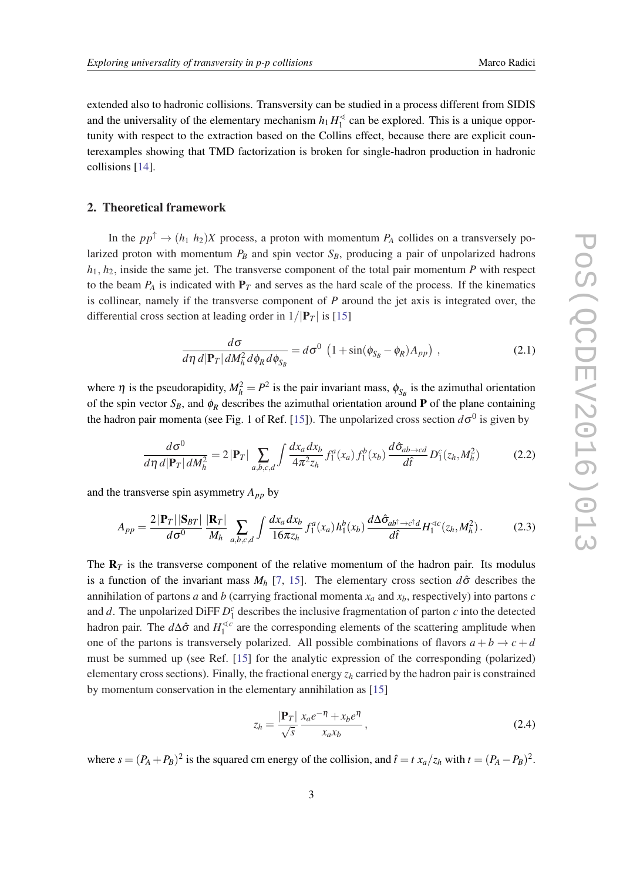extended also to hadronic collisions. Transversity can be studied in a process different from SIDIS and the universality of the elementary mechanism $h_1 H_1^{\sphericalangle}$ can be explored. This is a unique opportunity with respect to the extraction based on the Collins effect, because there are explicit counterexamples showing that TMD factorization is broken for single-hadron production in hadronic collisions [14].

## 2. Theoretical framework

In the $pp^{\uparrow} \to (h_1\ h_2)X$ process, a proton with momentum $P_A$ collides on a transversely polarized proton with momentum $P_B$ and spin vector $S_B$, producing a pair of unpolarized hadrons $h_1, h_2$, inside the same jet. The transverse component of the total pair momentum $P$ with respect to the beam $P_A$ is indicated with $\mathbf{P}_T$ and serves as the hard scale of the process. If the kinematics is collinear, namely if the transverse component of $P$ around the jet axis is integrated over, the differential cross section at leading order in $1/|\mathbf{P}_T|$ is [15]

$$\frac{d\sigma}{d\eta\, d|\mathbf{P}_T|\, dM_h^2\, d\phi_R\, d\phi_{S_B}} = d\sigma^0\ \left(1 + \sin(\phi_{S_B} - \phi_R) A_{pp}\right)\ , \tag{2.1}$$

where $\eta$ is the pseudorapidity, $M_h^2 = P^2$ is the pair invariant mass, $\phi_{S_B}$ is the azimuthal orientation of the spin vector $S_B$, and $\phi_R$ describes the azimuthal orientation around $\mathbf{P}$ of the plane containing the hadron pair momenta (see Fig. 1 of Ref. [15]). The unpolarized cross section $d\sigma^0$ is given by

$$\frac{d\sigma^0}{d\eta\, d|\mathbf{P}_T|\, dM_h^2} = 2\,|\mathbf{P}_T| \sum_{a,b,c,d} \int \frac{dx_a\, dx_b}{4\pi^2 z_h}\, f_1^a(x_a)\, f_1^b(x_b)\, \frac{d\hat{\sigma}_{ab\to cd}}{d\hat{t}}\, D_1^c(z_h, M_h^2) \tag{2.2}$$

and the transverse spin asymmetry $A_{pp}$ by

$$A_{pp} = \frac{2\,|\mathbf{P}_T|\,|\mathbf{S}_{BT}|}{d\sigma^0}\, \frac{|\mathbf{R}_T|}{M_h} \sum_{a,b,c,d} \int \frac{dx_a\, dx_b}{16\pi z_h}\, f_1^a(x_a)\, h_1^b(x_b)\, \frac{d\Delta\hat{\sigma}_{ab^{\uparrow}\to c^{\uparrow}d}}{d\hat{t}} H_1^{\sphericalangle c}(z_h, M_h^2)\,. \tag{2.3}$$

The $\mathbf{R}_T$ is the transverse component of the relative momentum of the hadron pair. Its modulus is a function of the invariant mass $M_h$ [7, 15]. The elementary cross section $d\hat{\sigma}$ describes the annihilation of partons $a$ and $b$ (carrying fractional momenta $x_a$ and $x_b$, respectively) into partons $c$ and $d$. The unpolarized DiFF $D_1^c$ describes the inclusive fragmentation of parton $c$ into the detected hadron pair. The $d\Delta\hat{\sigma}$ and $H_1^{\sphericalangle c}$ are the corresponding elements of the scattering amplitude when one of the partons is transversely polarized. All possible combinations of flavors $a+b \to c+d$ must be summed up (see Ref. [15] for the analytic expression of the corresponding (polarized) elementary cross sections). Finally, the fractional energy $z_h$ carried by the hadron pair is constrained by momentum conservation in the elementary annihilation as [15]

$$z_h = \frac{|\mathbf{P}_T|}{\sqrt{s}}\, \frac{x_a e^{-\eta} + x_b e^{\eta}}{x_a x_b}\,, \tag{2.4}$$

where $s = (P_A + P_B)^2$ is the squared cm energy of the collision, and $\hat{t} = t\ x_a/z_h$ with $t = (P_A - P_B)^2$.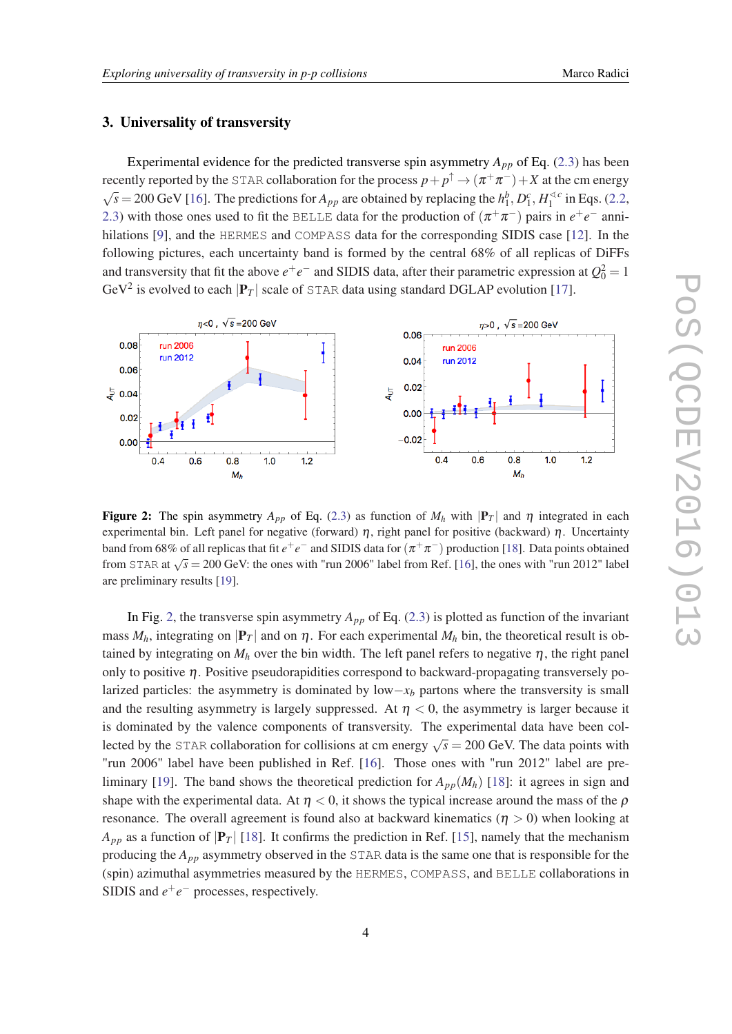## 3. Universality of transversity

Experimental evidence for the predicted transverse spin asymmetry $A_{pp}$ of Eq. (2.3) has been recently reported by the STAR collaboration for the process $p + p^\uparrow \to (\pi^+\pi^-) + X$ at the cm energy $\sqrt{s} = 200$ GeV [16]. The predictions for $A_{pp}$ are obtained by replacing the $h_1^b$, $D_1^c$, $H_1^{\sphericalangle c}$ in Eqs. (2.2, 2.3) with those ones used to fit the BELLE data for the production of $(\pi^+\pi^-)$ pairs in $e^+e^-$ annihilations [9], and the HERMES and COMPASS data for the corresponding SIDIS case [12]. In the following pictures, each uncertainty band is formed by the central 68% of all replicas of DiFFs and transversity that fit the above $e^+e^-$ and SIDIS data, after their parametric expression at $Q_0^2 = 1$ GeV$^2$ is evolved to each $|\mathbf{P}_T|$ scale of STAR data using standard DGLAP evolution [17].

**Figure 2:** The spin asymmetry $A_{pp}$ of Eq. (2.3) as function of $M_h$ with $|\mathbf{P}_T|$ and $\eta$ integrated in each experimental bin. Left panel for negative (forward) $\eta$, right panel for positive (backward) $\eta$. Uncertainty band from 68% of all replicas that fit $e^+e^-$ and SIDIS data for $(\pi^+\pi^-)$ production [18]. Data points obtained from STAR at $\sqrt{s} = 200$ GeV: the ones with "run 2006" label from Ref. [16], the ones with "run 2012" label are preliminary results [19].

In Fig. 2, the transverse spin asymmetry $A_{pp}$ of Eq. (2.3) is plotted as function of the invariant mass $M_h$, integrating on $|\mathbf{P}_T|$ and on $\eta$. For each experimental $M_h$ bin, the theoretical result is obtained by integrating on $M_h$ over the bin width. The left panel refers to negative $\eta$, the right panel only to positive $\eta$. Positive pseudorapidities correspond to backward-propagating transversely polarized particles: the asymmetry is dominated by low$-x_b$ partons where the transversity is small and the resulting asymmetry is largely suppressed. At $\eta < 0$, the asymmetry is larger because it is dominated by the valence components of transversity. The experimental data have been collected by the STAR collaboration for collisions at cm energy $\sqrt{s} = 200$ GeV. The data points with "run 2006" label have been published in Ref. [16]. Those ones with "run 2012" label are preliminary [19]. The band shows the theoretical prediction for $A_{pp}(M_h)$ [18]: it agrees in sign and shape with the experimental data. At $\eta < 0$, it shows the typical increase around the mass of the $\rho$ resonance. The overall agreement is found also at backward kinematics ($\eta > 0$) when looking at $A_{pp}$ as a function of $|\mathbf{P}_T|$ [18]. It confirms the prediction in Ref. [15], namely that the mechanism producing the $A_{pp}$ asymmetry observed in the STAR data is the same one that is responsible for the (spin) azimuthal asymmetries measured by the HERMES, COMPASS, and BELLE collaborations in SIDIS and $e^+e^-$ processes, respectively.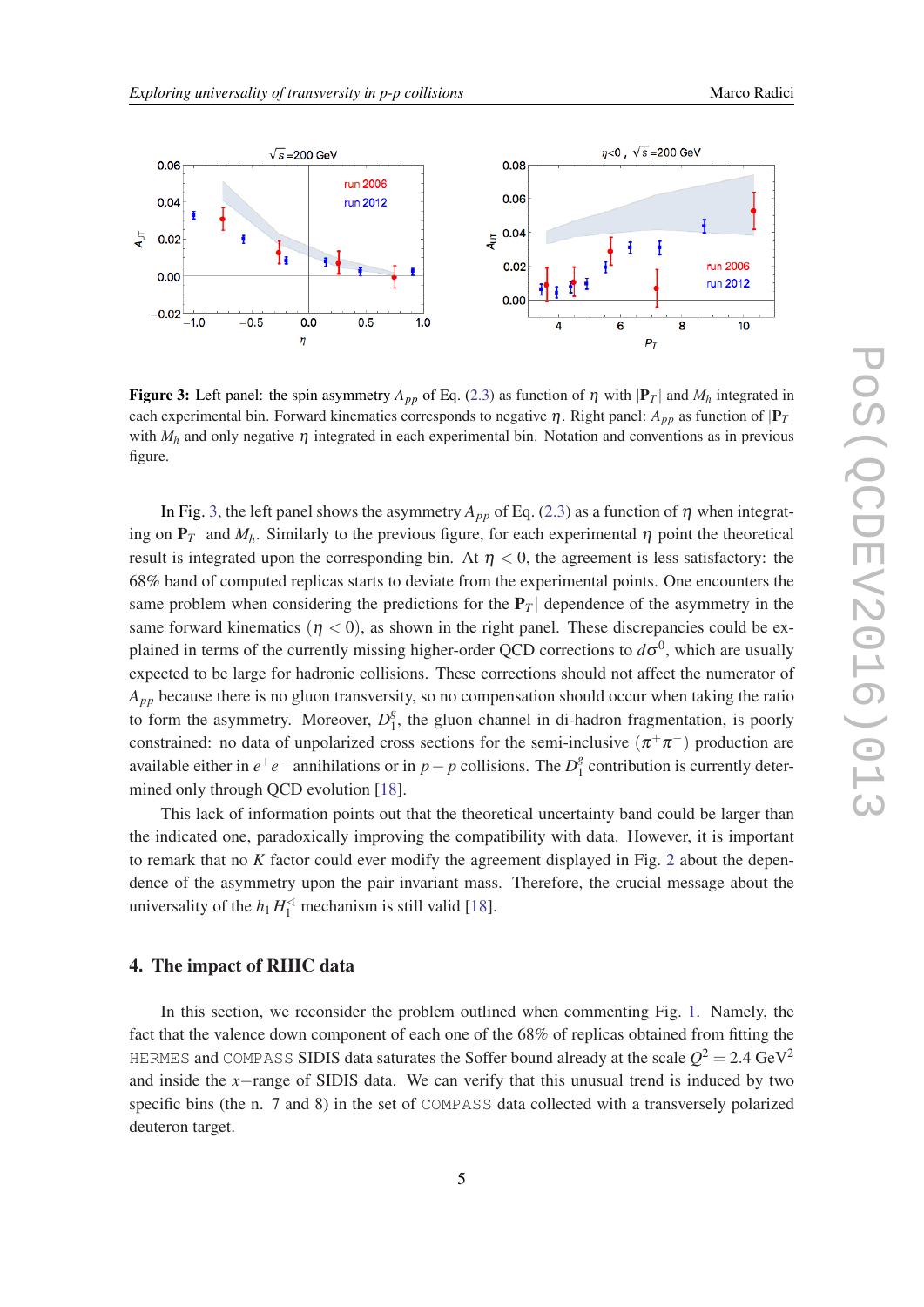**Figure 3:** Left panel: the spin asymmetry $A_{pp}$ of Eq. (2.3) as function of $\eta$ with $|\mathbf{P}_T|$ and $M_h$ integrated in each experimental bin. Forward kinematics corresponds to negative $\eta$. Right panel: $A_{pp}$ as function of $|\mathbf{P}_T|$ with $M_h$ and only negative $\eta$ integrated in each experimental bin. Notation and conventions as in previous figure.

In Fig. 3, the left panel shows the asymmetry $A_{pp}$ of Eq. (2.3) as a function of $\eta$ when integrating on $\mathbf{P}_T|$ and $M_h$. Similarly to the previous figure, for each experimental $\eta$ point the theoretical result is integrated upon the corresponding bin. At $\eta < 0$, the agreement is less satisfactory: the 68% band of computed replicas starts to deviate from the experimental points. One encounters the same problem when considering the predictions for the $\mathbf{P}_T|$ dependence of the asymmetry in the same forward kinematics ($\eta < 0$), as shown in the right panel. These discrepancies could be explained in terms of the currently missing higher-order QCD corrections to $d\sigma^0$, which are usually expected to be large for hadronic collisions. These corrections should not affect the numerator of $A_{pp}$ because there is no gluon transversity, so no compensation should occur when taking the ratio to form the asymmetry. Moreover, $D_1^g$, the gluon channel in di-hadron fragmentation, is poorly constrained: no data of unpolarized cross sections for the semi-inclusive $(\pi^+\pi^-)$ production are available either in $e^+e^-$ annihilations or in $p-p$ collisions. The $D_1^g$ contribution is currently determined only through QCD evolution [18].

This lack of information points out that the theoretical uncertainty band could be larger than the indicated one, paradoxically improving the compatibility with data. However, it is important to remark that no $K$ factor could ever modify the agreement displayed in Fig. 2 about the dependence of the asymmetry upon the pair invariant mass. Therefore, the crucial message about the universality of the $h_1 H_1^{\sphericalangle}$ mechanism is still valid [18].

## 4. The impact of RHIC data

In this section, we reconsider the problem outlined when commenting Fig. 1. Namely, the fact that the valence down component of each one of the 68% of replicas obtained from fitting the HERMES and COMPASS SIDIS data saturates the Soffer bound already at the scale $Q^2 = 2.4$ GeV$^2$ and inside the $x-$range of SIDIS data. We can verify that this unusual trend is induced by two specific bins (the n. 7 and 8) in the set of COMPASS data collected with a transversely polarized deuteron target.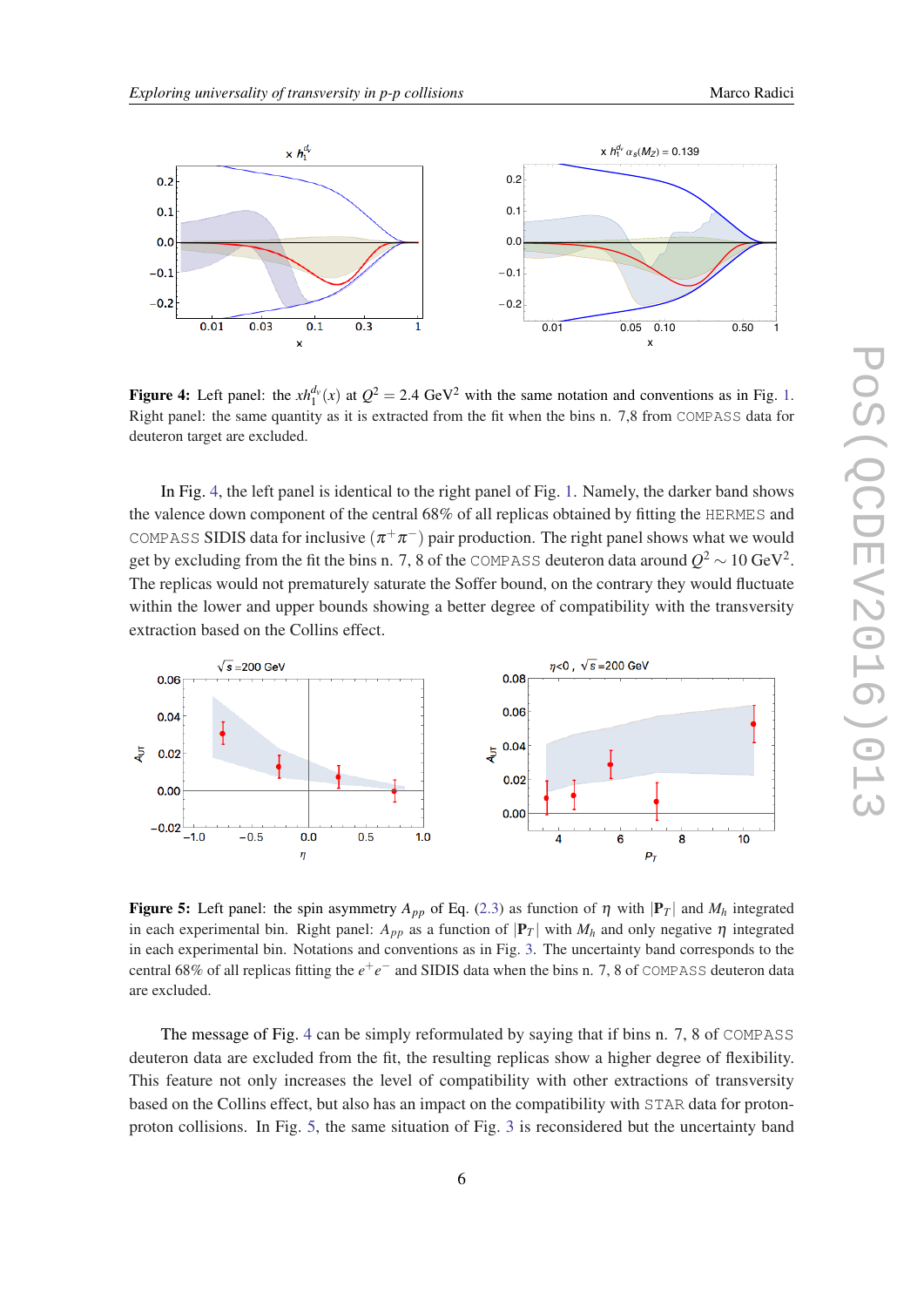**Figure 4:** Left panel: the $xh_1^{d_v}(x)$ at $Q^2 = 2.4$ GeV$^2$ with the same notation and conventions as in Fig. 1. Right panel: the same quantity as it is extracted from the fit when the bins n. 7,8 from COMPASS data for deuteron target are excluded.

In Fig. 4, the left panel is identical to the right panel of Fig. 1. Namely, the darker band shows the valence down component of the central 68% of all replicas obtained by fitting the HERMES and COMPASS SIDIS data for inclusive $(\pi^+\pi^-)$ pair production. The right panel shows what we would get by excluding from the fit the bins n. 7, 8 of the COMPASS deuteron data around $Q^2 \sim 10$ GeV$^2$. The replicas would not prematurely saturate the Soffer bound, on the contrary they would fluctuate within the lower and upper bounds showing a better degree of compatibility with the transversity extraction based on the Collins effect.

**Figure 5:** Left panel: the spin asymmetry $A_{pp}$ of Eq. (2.3) as function of $\eta$ with $|\mathbf{P}_T|$ and $M_h$ integrated in each experimental bin. Right panel: $A_{pp}$ as a function of $|\mathbf{P}_T|$ with $M_h$ and only negative $\eta$ integrated in each experimental bin. Notations and conventions as in Fig. 3. The uncertainty band corresponds to the central 68% of all replicas fitting the $e^+e^-$ and SIDIS data when the bins n. 7, 8 of COMPASS deuteron data are excluded.

The message of Fig. 4 can be simply reformulated by saying that if bins n. 7, 8 of COMPASS deuteron data are excluded from the fit, the resulting replicas show a higher degree of flexibility. This feature not only increases the level of compatibility with other extractions of transversity based on the Collins effect, but also has an impact on the compatibility with STAR data for proton-proton collisions. In Fig. 5, the same situation of Fig. 3 is reconsidered but the uncertainty band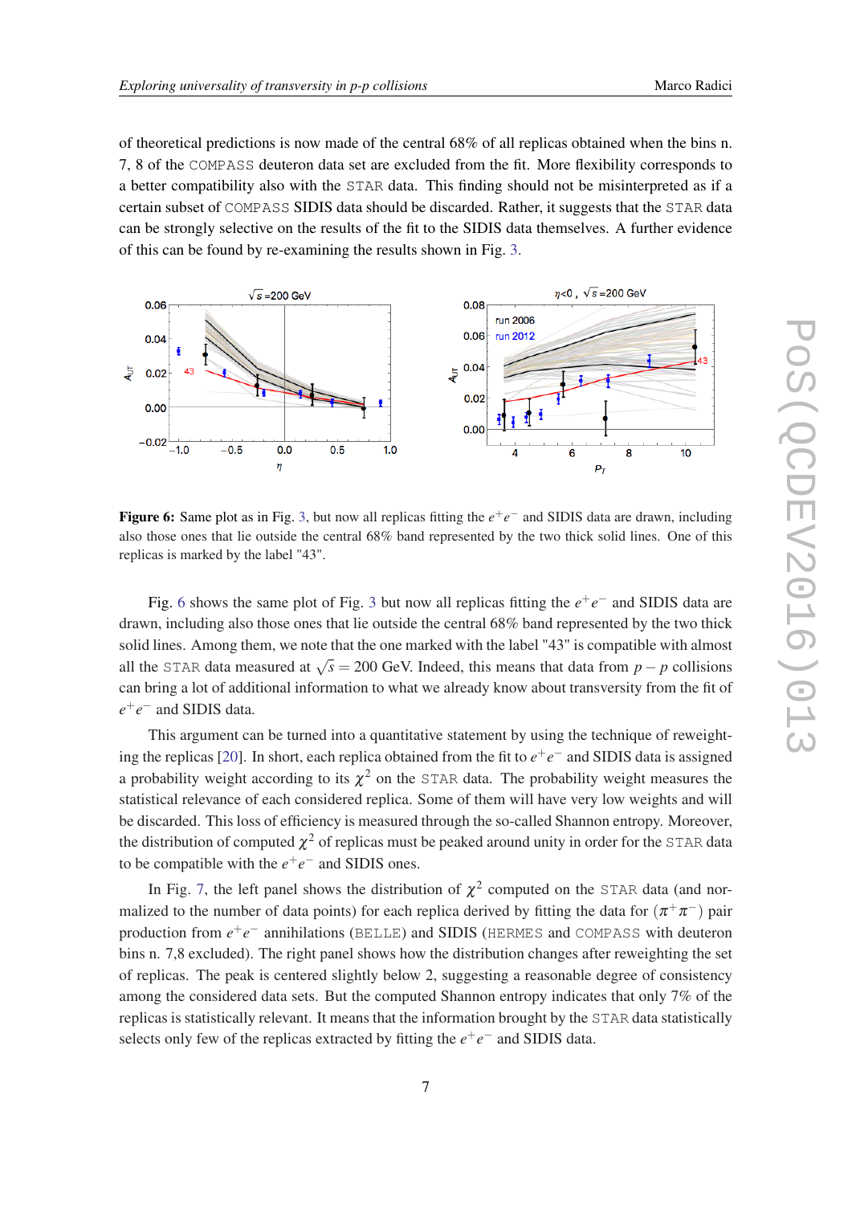of theoretical predictions is now made of the central 68% of all replicas obtained when the bins n. 7, 8 of the COMPASS deuteron data set are excluded from the fit. More flexibility corresponds to a better compatibility also with the STAR data. This finding should not be misinterpreted as if a certain subset of COMPASS SIDIS data should be discarded. Rather, it suggests that the STAR data can be strongly selective on the results of the fit to the SIDIS data themselves. A further evidence of this can be found by re-examining the results shown in Fig. 3.

**Figure 6:** Same plot as in Fig. 3, but now all replicas fitting the $e^+e^-$ and SIDIS data are drawn, including also those ones that lie outside the central 68% band represented by the two thick solid lines. One of this replicas is marked by the label "43".

Fig. 6 shows the same plot of Fig. 3 but now all replicas fitting the $e^+e^-$ and SIDIS data are drawn, including also those ones that lie outside the central 68% band represented by the two thick solid lines. Among them, we note that the one marked with the label "43" is compatible with almost all the STAR data measured at $\sqrt{s} = 200$ GeV. Indeed, this means that data from $p-p$ collisions can bring a lot of additional information to what we already know about transversity from the fit of $e^+e^-$ and SIDIS data.

This argument can be turned into a quantitative statement by using the technique of reweighting the replicas [20]. In short, each replica obtained from the fit to $e^+e^-$ and SIDIS data is assigned a probability weight according to its $\chi^2$ on the STAR data. The probability weight measures the statistical relevance of each considered replica. Some of them will have very low weights and will be discarded. This loss of efficiency is measured through the so-called Shannon entropy. Moreover, the distribution of computed $\chi^2$ of replicas must be peaked around unity in order for the STAR data to be compatible with the $e^+e^-$ and SIDIS ones.

In Fig. 7, the left panel shows the distribution of $\chi^2$ computed on the STAR data (and normalized to the number of data points) for each replica derived by fitting the data for $(\pi^+\pi^-)$ pair production from $e^+e^-$ annihilations (BELLE) and SIDIS (HERMES and COMPASS with deuteron bins n. 7,8 excluded). The right panel shows how the distribution changes after reweighting the set of replicas. The peak is centered slightly below 2, suggesting a reasonable degree of consistency among the considered data sets. But the computed Shannon entropy indicates that only 7% of the replicas is statistically relevant. It means that the information brought by the STAR data statistically selects only few of the replicas extracted by fitting the $e^+e^-$ and SIDIS data.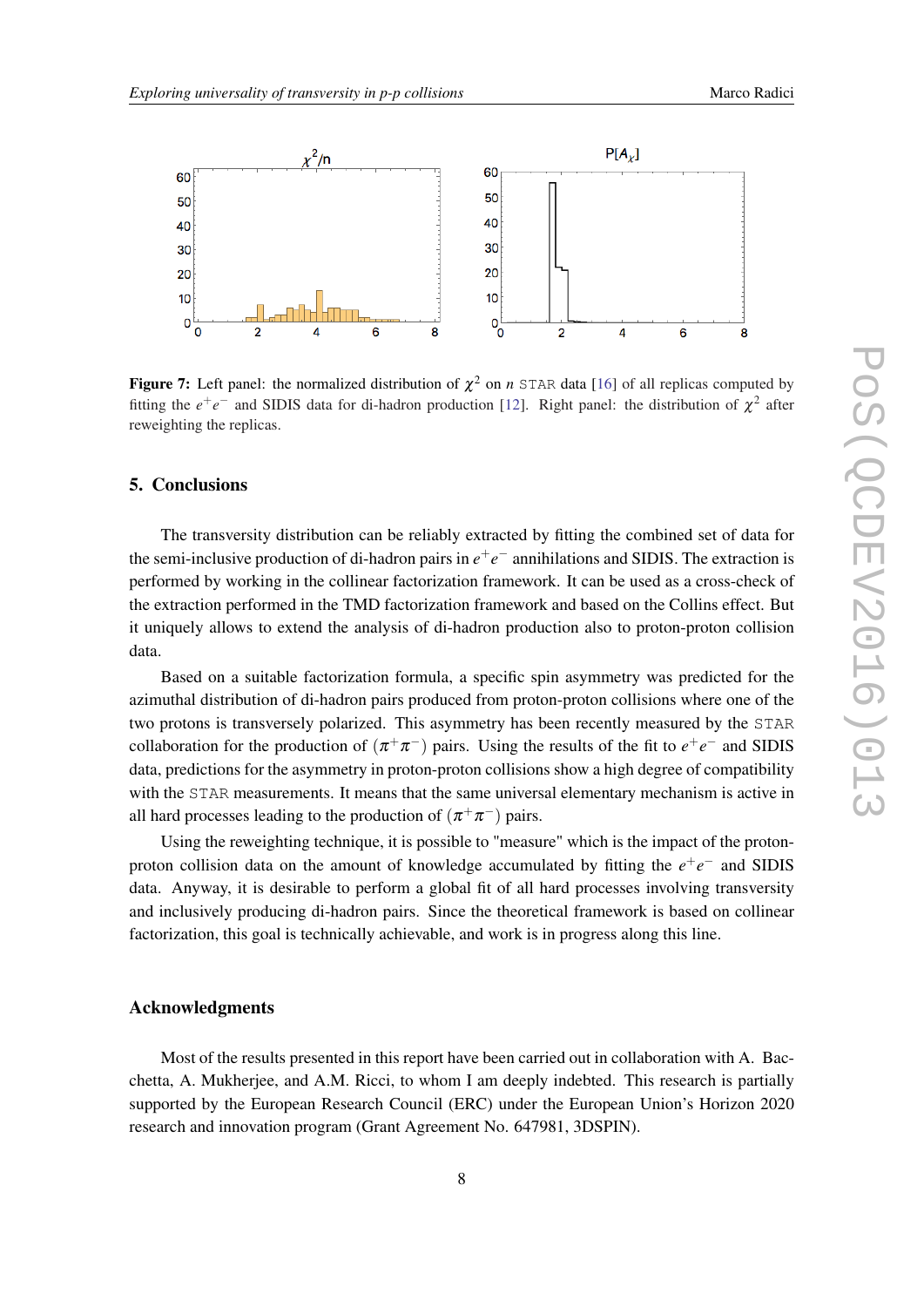**Figure 7:** Left panel: the normalized distribution of $\chi^2$ on $n$ STAR data [16] of all replicas computed by fitting the $e^+e^-$ and SIDIS data for di-hadron production [12]. Right panel: the distribution of $\chi^2$ after reweighting the replicas.

## 5. Conclusions

The transversity distribution can be reliably extracted by fitting the combined set of data for the semi-inclusive production of di-hadron pairs in $e^+e^-$ annihilations and SIDIS. The extraction is performed by working in the collinear factorization framework. It can be used as a cross-check of the extraction performed in the TMD factorization framework and based on the Collins effect. But it uniquely allows to extend the analysis of di-hadron production also to proton-proton collision data.

Based on a suitable factorization formula, a specific spin asymmetry was predicted for the azimuthal distribution of di-hadron pairs produced from proton-proton collisions where one of the two protons is transversely polarized. This asymmetry has been recently measured by the STAR collaboration for the production of $(\pi^+\pi^-)$ pairs. Using the results of the fit to $e^+e^-$ and SIDIS data, predictions for the asymmetry in proton-proton collisions show a high degree of compatibility with the STAR measurements. It means that the same universal elementary mechanism is active in all hard processes leading to the production of $(\pi^+\pi^-)$ pairs.

Using the reweighting technique, it is possible to "measure" which is the impact of the proton-proton collision data on the amount of knowledge accumulated by fitting the $e^+e^-$ and SIDIS data. Anyway, it is desirable to perform a global fit of all hard processes involving transversity and inclusively producing di-hadron pairs. Since the theoretical framework is based on collinear factorization, this goal is technically achievable, and work is in progress along this line.

## Acknowledgments

Most of the results presented in this report have been carried out in collaboration with A. Bacchetta, A. Mukherjee, and A.M. Ricci, to whom I am deeply indebted. This research is partially supported by the European Research Council (ERC) under the European Union's Horizon 2020 research and innovation program (Grant Agreement No. 647981, 3DSPIN).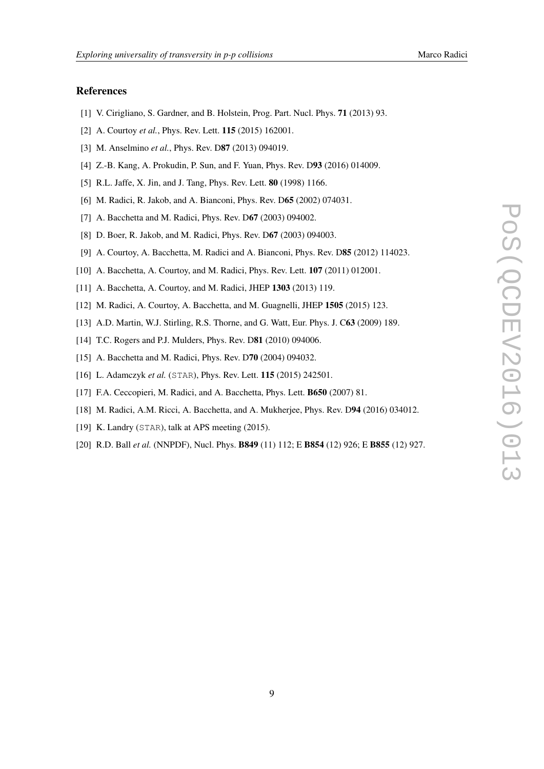## References

[1] V. Cirigliano, S. Gardner, and B. Holstein, Prog. Part. Nucl. Phys. **71** (2013) 93.

[2] A. Courtoy *et al.*, Phys. Rev. Lett. **115** (2015) 162001.

[3] M. Anselmino *et al.*, Phys. Rev. D**87** (2013) 094019.

[4] Z.-B. Kang, A. Prokudin, P. Sun, and F. Yuan, Phys. Rev. D**93** (2016) 014009.

[5] R.L. Jaffe, X. Jin, and J. Tang, Phys. Rev. Lett. **80** (1998) 1166.

[6] M. Radici, R. Jakob, and A. Bianconi, Phys. Rev. D**65** (2002) 074031.

[7] A. Bacchetta and M. Radici, Phys. Rev. D**67** (2003) 094002.

[8] D. Boer, R. Jakob, and M. Radici, Phys. Rev. D**67** (2003) 094003.

[9] A. Courtoy, A. Bacchetta, M. Radici and A. Bianconi, Phys. Rev. D**85** (2012) 114023.

[10] A. Bacchetta, A. Courtoy, and M. Radici, Phys. Rev. Lett. **107** (2011) 012001.

[11] A. Bacchetta, A. Courtoy, and M. Radici, JHEP **1303** (2013) 119.

[12] M. Radici, A. Courtoy, A. Bacchetta, and M. Guagnelli, JHEP **1505** (2015) 123.

[13] A.D. Martin, W.J. Stirling, R.S. Thorne, and G. Watt, Eur. Phys. J. C**63** (2009) 189.

[14] T.C. Rogers and P.J. Mulders, Phys. Rev. D**81** (2010) 094006.

[15] A. Bacchetta and M. Radici, Phys. Rev. D**70** (2004) 094032.

[16] L. Adamczyk *et al.* (STAR), Phys. Rev. Lett. **115** (2015) 242501.

[17] F.A. Ceccopieri, M. Radici, and A. Bacchetta, Phys. Lett. **B650** (2007) 81.

[18] M. Radici, A.M. Ricci, A. Bacchetta, and A. Mukherjee, Phys. Rev. D**94** (2016) 034012.

[19] K. Landry (STAR), talk at APS meeting (2015).

[20] R.D. Ball *et al.* (NNPDF), Nucl. Phys. **B849** (11) 112; E **B854** (12) 926; E **B855** (12) 927.